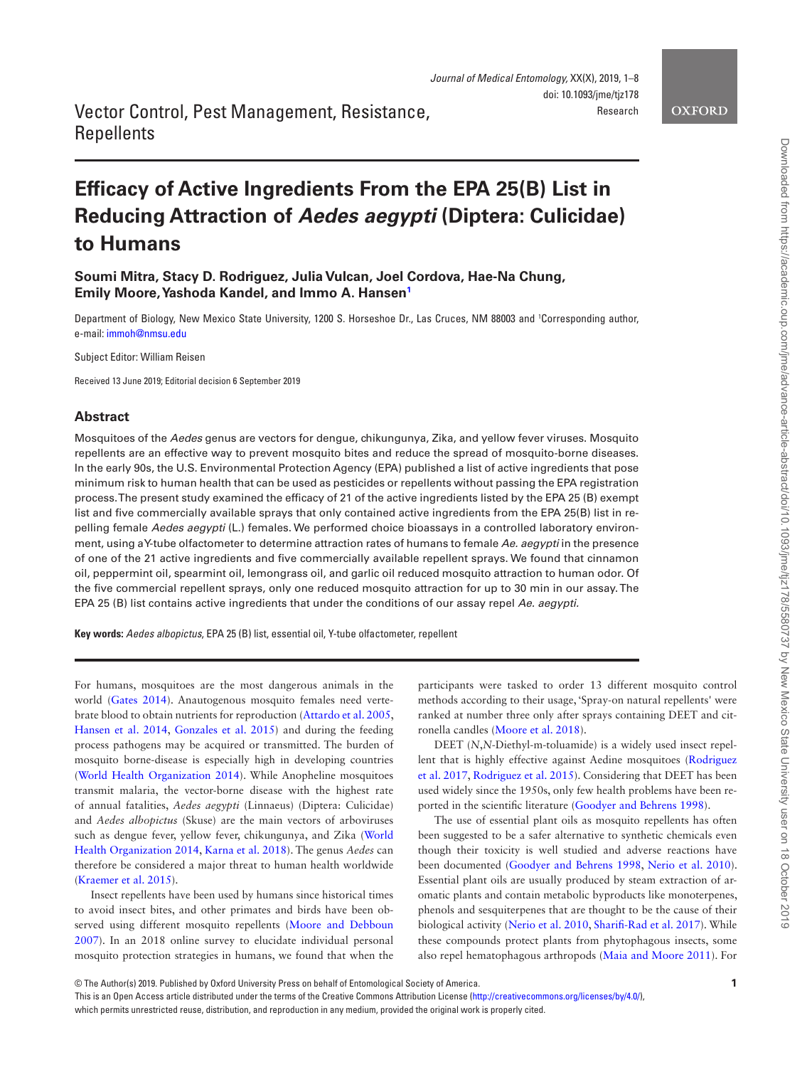Vector Control, Pest Management, Resistance, Repellents

# Efficacy of Active Ingredients From the EPA 25(B) List in Reducing Attraction of *Aedes aegypti* (Diptera: Culicidae) to Humans

**Soumi Mitra, Stacy D. Rodriguez, Julia Vulcan, Joel Cordova, Hae-Na Chung, Emily Moore, Yashoda Kandel, and Immo A. Hansen[1]**

Department of Biology, New Mexico State University, 1200 S. Horseshoe Dr., Las Cruces, NM 88003 and [1]Corresponding author, e-mail: immoh@nmsu.edu

Subject Editor: William Reisen

Received 13 June 2019; Editorial decision 6 September 2019

## Abstract

Mosquitoes of the *Aedes* genus are vectors for dengue, chikungunya, Zika, and yellow fever viruses. Mosquito repellents are an effective way to prevent mosquito bites and reduce the spread of mosquito-borne diseases. In the early 90s, the U.S. Environmental Protection Agency (EPA) published a list of active ingredients that pose minimum risk to human health that can be used as pesticides or repellents without passing the EPA registration process. The present study examined the efficacy of 21 of the active ingredients listed by the EPA 25 (B) exempt list and five commercially available sprays that only contained active ingredients from the EPA 25(B) list in repelling female *Aedes aegypti* (L.) females. We performed choice bioassays in a controlled laboratory environment, using a Y-tube olfactometer to determine attraction rates of humans to female *Ae. aegypti* in the presence of one of the 21 active ingredients and five commercially available repellent sprays. We found that cinnamon oil, peppermint oil, spearmint oil, lemongrass oil, and garlic oil reduced mosquito attraction to human odor. Of the five commercial repellent sprays, only one reduced mosquito attraction for up to 30 min in our assay. The EPA 25 (B) list contains active ingredients that under the conditions of our assay repel *Ae. aegypti*.

**Key words:** *Aedes albopictus*, EPA 25 (B) list, essential oil, Y-tube olfactometer, repellent

For humans, mosquitoes are the most dangerous animals in the world (Gates 2014). Anautogenous mosquito females need vertebrate blood to obtain nutrients for reproduction (Attardo et al. 2005, Hansen et al. 2014, Gonzales et al. 2015) and during the feeding process pathogens may be acquired or transmitted. The burden of mosquito borne-disease is especially high in developing countries (World Health Organization 2014). While Anopheline mosquitoes transmit malaria, the vector-borne disease with the highest rate of annual fatalities, *Aedes aegypti* (Linnaeus) (Diptera: Culicidae) and *Aedes albopictus* (Skuse) are the main vectors of arboviruses such as dengue fever, yellow fever, chikungunya, and Zika (World Health Organization 2014, Karna et al. 2018). The genus *Aedes* can therefore be considered a major threat to human health worldwide (Kraemer et al. 2015).

Insect repellents have been used by humans since historical times to avoid insect bites, and other primates and birds have been observed using different mosquito repellents (Moore and Debboun 2007). In an 2018 online survey to elucidate individual personal mosquito protection strategies in humans, we found that when the participants were tasked to order 13 different mosquito control methods according to their usage, 'Spray-on natural repellents' were ranked at number three only after sprays containing DEET and citronella candles (Moore et al. 2018).

DEET (*N*,N-Diethyl-m-toluamide) is a widely used insect repellent that is highly effective against Aedine mosquitoes (Rodriguez et al. 2017, Rodriguez et al. 2015). Considering that DEET has been used widely since the 1950s, only few health problems have been reported in the scientific literature (Goodyer and Behrens 1998).

The use of essential plant oils as mosquito repellents has often been suggested to be a safer alternative to synthetic chemicals even though their toxicity is well studied and adverse reactions have been documented (Goodyer and Behrens 1998, Nerio et al. 2010). Essential plant oils are usually produced by steam extraction of aromatic plants and contain metabolic byproducts like monoterpenes, phenols and sesquiterpenes that are thought to be the cause of their biological activity (Nerio et al. 2010, Sharifi-Rad et al. 2017). While these compounds protect plants from phytophagous insects, some also repel hematophagous arthropods (Maia and Moore 2011). For

© The Author(s) 2019. Published by Oxford University Press on behalf of Entomological Society of America.
This is an Open Access article distributed under the terms of the Creative Commons Attribution License (http://creativecommons.org/licenses/by/4.0/), which permits unrestricted reuse, distribution, and reproduction in any medium, provided the original work is properly cited.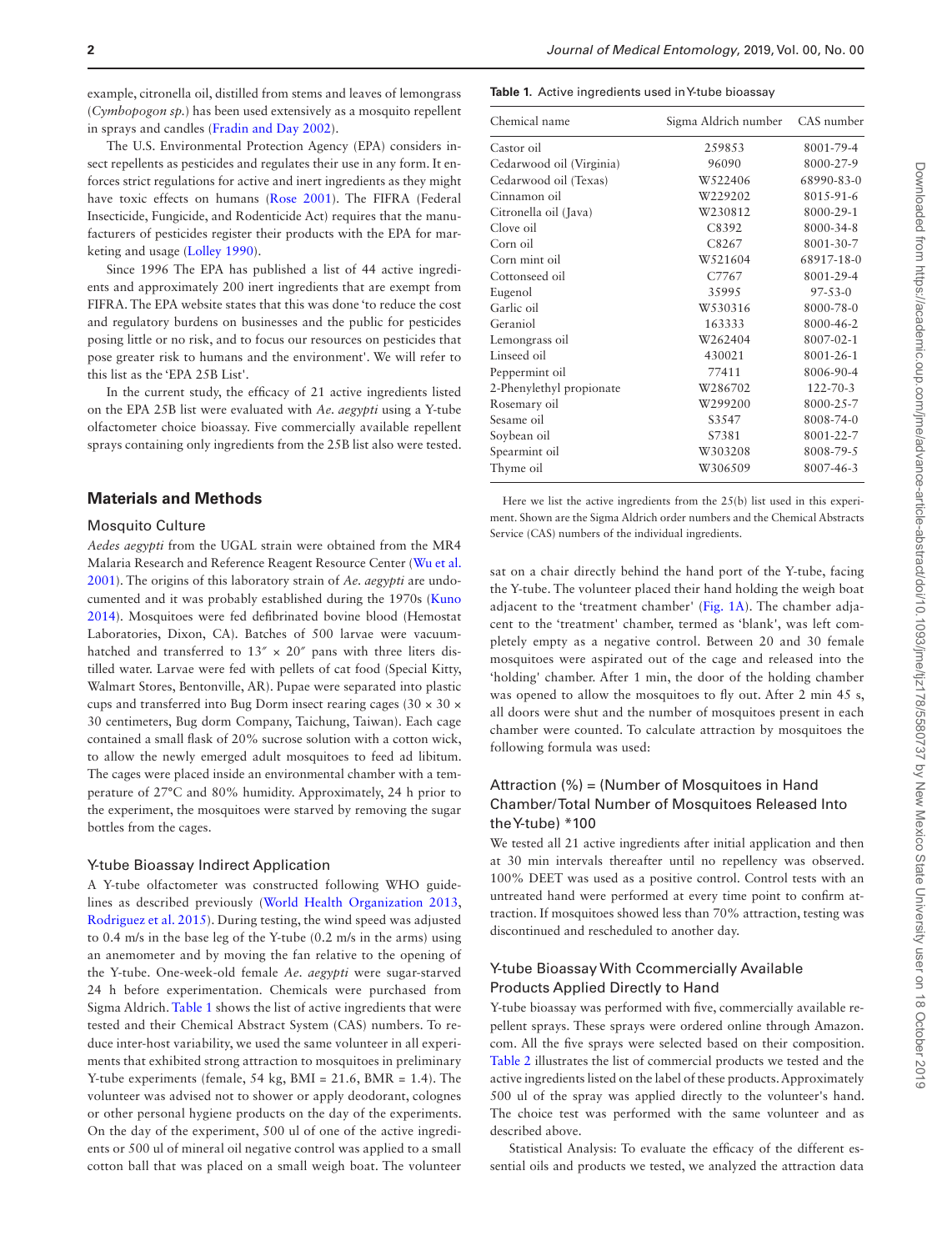example, citronella oil, distilled from stems and leaves of lemongrass (*Cymbopogon sp.*) has been used extensively as a mosquito repellent in sprays and candles (Fradin and Day 2002).

The U.S. Environmental Protection Agency (EPA) considers insect repellents as pesticides and regulates their use in any form. It enforces strict regulations for active and inert ingredients as they might have toxic effects on humans (Rose 2001). The FIFRA (Federal Insecticide, Fungicide, and Rodenticide Act) requires that the manufacturers of pesticides register their products with the EPA for marketing and usage (Lolley 1990).

Since 1996 The EPA has published a list of 44 active ingredients and approximately 200 inert ingredients that are exempt from FIFRA. The EPA website states that this was done 'to reduce the cost and regulatory burdens on businesses and the public for pesticides posing little or no risk, and to focus our resources on pesticides that pose greater risk to humans and the environment'. We will refer to this list as the 'EPA 25B List'.

In the current study, the efficacy of 21 active ingredients listed on the EPA 25B list were evaluated with *Ae. aegypti* using a Y-tube olfactometer choice bioassay. Five commercially available repellent sprays containing only ingredients from the 25B list also were tested.

## Materials and Methods

### Mosquito Culture

*Aedes aegypti* from the UGAL strain were obtained from the MR4 Malaria Research and Reference Reagent Resource Center (Wu et al. 2001). The origins of this laboratory strain of *Ae. aegypti* are undocumented and it was probably established during the 1970s (Kuno 2014). Mosquitoes were fed defibrinated bovine blood (Hemostat Laboratories, Dixon, CA). Batches of 500 larvae were vacuum-hatched and transferred to 13″ × 20″ pans with three liters distilled water. Larvae were fed with pellets of cat food (Special Kitty, Walmart Stores, Bentonville, AR). Pupae were separated into plastic cups and transferred into Bug Dorm insect rearing cages (30 × 30 × 30 centimeters, Bug dorm Company, Taichung, Taiwan). Each cage contained a small flask of 20% sucrose solution with a cotton wick, to allow the newly emerged adult mosquitoes to feed ad libitum. The cages were placed inside an environmental chamber with a temperature of 27°C and 80% humidity. Approximately, 24 h prior to the experiment, the mosquitoes were starved by removing the sugar bottles from the cages.

### Y-tube Bioassay Indirect Application

A Y-tube olfactometer was constructed following WHO guidelines as described previously (World Health Organization 2013, Rodriguez et al. 2015). During testing, the wind speed was adjusted to 0.4 m/s in the base leg of the Y-tube (0.2 m/s in the arms) using an anemometer and by moving the fan relative to the opening of the Y-tube. One-week-old female *Ae. aegypti* were sugar-starved 24 h before experimentation. Chemicals were purchased from Sigma Aldrich. Table 1 shows the list of active ingredients that were tested and their Chemical Abstract System (CAS) numbers. To reduce inter-host variability, we used the same volunteer in all experiments that exhibited strong attraction to mosquitoes in preliminary Y-tube experiments (female, 54 kg, BMI = 21.6, BMR = 1.4). The volunteer was advised not to shower or apply deodorant, colognes or other personal hygiene products on the day of the experiments. On the day of the experiment, 500 ul of one of the active ingredients or 500 ul of mineral oil negative control was applied to a small cotton ball that was placed on a small weigh boat. The volunteer sat on a chair directly behind the hand port of the Y-tube, facing the Y-tube. The volunteer placed their hand holding the weigh boat adjacent to the 'treatment chamber' (Fig. 1A). The chamber adjacent to the 'treatment' chamber, termed as 'blank', was left completely empty as a negative control. Between 20 and 30 female mosquitoes were aspirated out of the cage and released into the 'holding' chamber. After 1 min, the door of the holding chamber was opened to allow the mosquitoes to fly out. After 2 min 45 s, all doors were shut and the number of mosquitoes present in each chamber were counted. To calculate attraction by mosquitoes the following formula was used:

**Table 1.** Active ingredients used in Y-tube bioassay

| Chemical name | Sigma Aldrich number | CAS number |
|---|---|---|
| Castor oil | 259853 | 8001-79-4 |
| Cedarwood oil (Virginia) | 96090 | 8000-27-9 |
| Cedarwood oil (Texas) | W522406 | 68990-83-0 |
| Cinnamon oil | W229202 | 8015-91-6 |
| Citronella oil (Java) | W230812 | 8000-29-1 |
| Clove oil | C8392 | 8000-34-8 |
| Corn oil | C8267 | 8001-30-7 |
| Corn mint oil | W521604 | 68917-18-0 |
| Cottonseed oil | C7767 | 8001-29-4 |
| Eugenol | 35995 | 97-53-0 |
| Garlic oil | W530316 | 8000-78-0 |
| Geraniol | 163333 | 8000-46-2 |
| Lemongrass oil | W262404 | 8007-02-1 |
| Linseed oil | 430021 | 8001-26-1 |
| Peppermint oil | 77411 | 8006-90-4 |
| 2-Phenylethyl propionate | W286702 | 122-70-3 |
| Rosemary oil | W299200 | 8000-25-7 |
| Sesame oil | S3547 | 8008-74-0 |
| Soybean oil | S7381 | 8001-22-7 |
| Spearmint oil | W303208 | 8008-79-5 |
| Thyme oil | W306509 | 8007-46-3 |

Here we list the active ingredients from the 25(b) list used in this experiment. Shown are the Sigma Aldrich order numbers and the Chemical Abstracts Service (CAS) numbers of the individual ingredients.

### Attraction (%) = (Number of Mosquitoes in Hand Chamber/Total Number of Mosquitoes Released Into the Y-tube) *100

We tested all 21 active ingredients after initial application and then at 30 min intervals thereafter until no repellency was observed. 100% DEET was used as a positive control. Control tests with an untreated hand were performed at every time point to confirm attraction. If mosquitoes showed less than 70% attraction, testing was discontinued and rescheduled to another day.

### Y-tube Bioassay With Ccommercially Available Products Applied Directly to Hand

Y-tube bioassay was performed with five, commercially available repellent sprays. These sprays were ordered online through Amazon.com. All the five sprays were selected based on their composition. Table 2 illustrates the list of commercial products we tested and the active ingredients listed on the label of these products. Approximately 500 ul of the spray was applied directly to the volunteer's hand. The choice test was performed with the same volunteer and as described above.

Statistical Analysis: To evaluate the efficacy of the different essential oils and products we tested, we analyzed the attraction data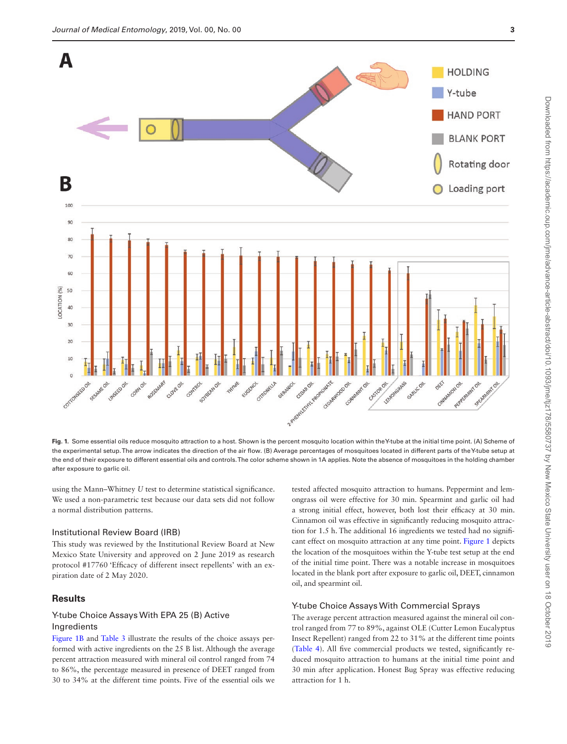Fig. 1. Some essential oils reduce mosquito attraction to a host. Shown is the percent mosquito location within the Y-tube at the initial time point. (A) Scheme of the experimental setup. The arrow indicates the direction of the air flow. (B) Average percentages of mosquitoes located in different parts of the Y-tube setup at the end of their exposure to different essential oils and controls. The color scheme shown in 1A applies. Note the absence of mosquitoes in the holding chamber after exposure to garlic oil.

using the Mann–Whitney *U* test to determine statistical significance. We used a non-parametric test because our data sets did not follow a normal distribution patterns.

### Institutional Review Board (IRB)

This study was reviewed by the Institutional Review Board at New Mexico State University and approved on 2 June 2019 as research protocol #17760 'Efficacy of different insect repellents' with an expiration date of 2 May 2020.

## Results

### Y-tube Choice Assays With EPA 25 (B) Active Ingredients

Figure 1B and Table 3 illustrate the results of the choice assays performed with active ingredients on the 25 B list. Although the average percent attraction measured with mineral oil control ranged from 74 to 86%, the percentage measured in presence of DEET ranged from 30 to 34% at the different time points. Five of the essential oils we tested affected mosquito attraction to humans. Peppermint and lemongrass oil were effective for 30 min. Spearmint and garlic oil had a strong initial effect, however, both lost their efficacy at 30 min. Cinnamon oil was effective in significantly reducing mosquito attraction for 1.5 h. The additional 16 ingredients we tested had no significant effect on mosquito attraction at any time point. Figure 1 depicts the location of the mosquitoes within the Y-tube test setup at the end of the initial time point. There was a notable increase in mosquitoes located in the blank port after exposure to garlic oil, DEET, cinnamon oil, and spearmint oil.

### Y-tube Choice Assays With Commercial Sprays

The average percent attraction measured against the mineral oil control ranged from 77 to 89%, against OLE (Cutter Lemon Eucalyptus Insect Repellent) ranged from 22 to 31% at the different time points (Table 4). All five commercial products we tested, significantly reduced mosquito attraction to humans at the initial time point and 30 min after application. Honest Bug Spray was effective reducing attraction for 1 h.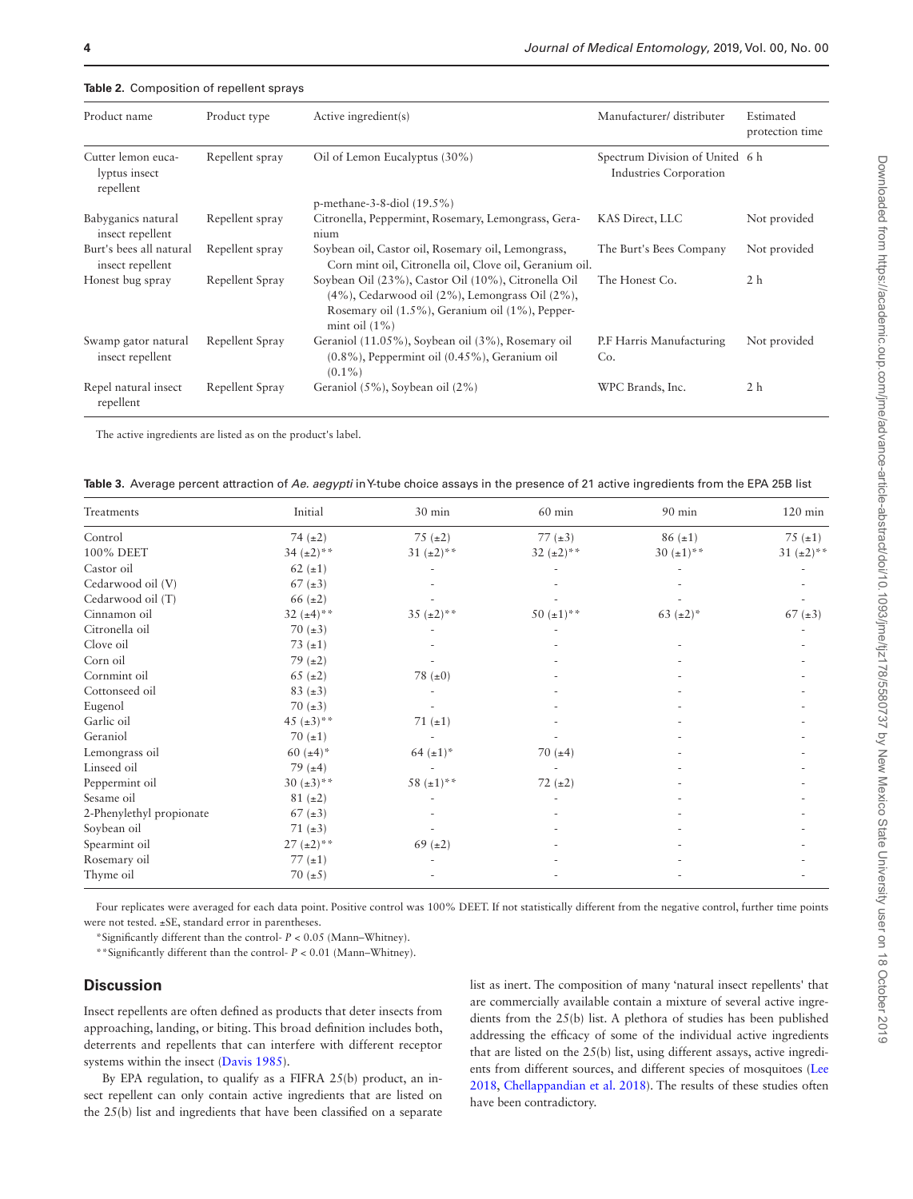**Table 2.** Composition of repellent sprays

| Product name | Product type | Active ingredient(s) | Manufacturer/ distributer | Estimated protection time |
|---|---|---|---|---|
| Cutter lemon eucalyptus insect repellent | Repellent spray | Oil of Lemon Eucalyptus (30%) p-methane-3-8-diol (19.5%) | Spectrum Division of United Industries Corporation | 6 h |
| Babyganics natural insect repellent | Repellent spray | Citronella, Peppermint, Rosemary, Lemongrass, Geranium | KAS Direct, LLC | Not provided |
| Burt's bees all natural insect repellent | Repellent spray | Soybean oil, Castor oil, Rosemary oil, Lemongrass, Corn mint oil, Citronella oil, Clove oil, Geranium oil. | The Burt's Bees Company | Not provided |
| Honest bug spray | Repellent Spray | Soybean Oil (23%), Castor Oil (10%), Citronella Oil (4%), Cedarwood oil (2%), Lemongrass Oil (2%), Rosemary oil (1.5%), Geranium oil (1%), Peppermint oil (1%) | The Honest Co. | 2 h |
| Swamp gator natural insect repellent | Repellent Spray | Geraniol (11.05%), Soybean oil (3%), Rosemary oil (0.8%), Peppermint oil (0.45%), Geranium oil (0.1%) | P.F Harris Manufacturing Co. | Not provided |
| Repel natural insect repellent | Repellent Spray | Geraniol (5%), Soybean oil (2%) | WPC Brands, Inc. | 2 h |

The active ingredients are listed as on the product's label.

**Table 3.** Average percent attraction of *Ae. aegypti* in Y-tube choice assays in the presence of 21 active ingredients from the EPA 25B list

| Treatments | Initial | 30 min | 60 min | 90 min | 120 min |
|---|---|---|---|---|---|
| Control | 74 (±2) | 75 (±2) | 77 (±3) | 86 (±1) | 75 (±1) |
| 100% DEET | 34 (±2)** | 31 (±2)** | 32 (±2)** | 30 (±1)** | 31 (±2)** |
| Castor oil | 62 (±1) | - | - | - | - |
| Cedarwood oil (V) | 67 (±3) | - | - | - | - |
| Cedarwood oil (T) | 66 (±2) | - | - | - | - |
| Cinnamon oil | 32 (±4)** | 35 (±2)** | 50 (±1)** | 63 (±2)* | 67 (±3) |
| Citronella oil | 70 (±3) | - | - | | - |
| Clove oil | 73 (±1) | - | - | - | - |
| Corn oil | 79 (±2) | - | - | - | - |
| Cornmint oil | 65 (±2) | 78 (±0) | - | - | - |
| Cottonseed oil | 83 (±3) | - | - | - | - |
| Eugenol | 70 (±3) | - | - | - | - |
| Garlic oil | 45 (±3)** | 71 (±1) | - | - | - |
| Geraniol | 70 (±1) | - | - | - | - |
| Lemongrass oil | 60 (±4)* | 64 (±1)* | 70 (±4) | - | - |
| Linseed oil | 79 (±4) | - | - | - | - |
| Peppermint oil | 30 (±3)** | 58 (±1)** | 72 (±2) | - | - |
| Sesame oil | 81 (±2) | - | - | - | - |
| 2-Phenylethyl propionate | 67 (±3) | - | - | - | - |
| Soybean oil | 71 (±3) | - | - | - | - |
| Spearmint oil | 27 (±2)** | 69 (±2) | - | - | - |
| Rosemary oil | 77 (±1) | - | - | - | - |
| Thyme oil | 70 (±5) | - | - | - | - |

Four replicates were averaged for each data point. Positive control was 100% DEET. If not statistically different from the negative control, further time points were not tested. ±SE, standard error in parentheses.

*Significantly different than the control- $P < 0.05$ (Mann–Whitney).

**Significantly different than the control- $P < 0.01$ (Mann–Whitney).

## Discussion

Insect repellents are often defined as products that deter insects from approaching, landing, or biting. This broad definition includes both, deterrents and repellents that can interfere with different receptor systems within the insect (Davis 1985).

By EPA regulation, to qualify as a FIFRA 25(b) product, an insect repellent can only contain active ingredients that are listed on the 25(b) list and ingredients that have been classified on a separate list as inert. The composition of many 'natural insect repellents' that are commercially available contain a mixture of several active ingredients from the 25(b) list. A plethora of studies has been published addressing the efficacy of some of the individual active ingredients that are listed on the 25(b) list, using different assays, active ingredients from different sources, and different species of mosquitoes (Lee 2018, Chellappandian et al. 2018). The results of these studies often have been contradictory.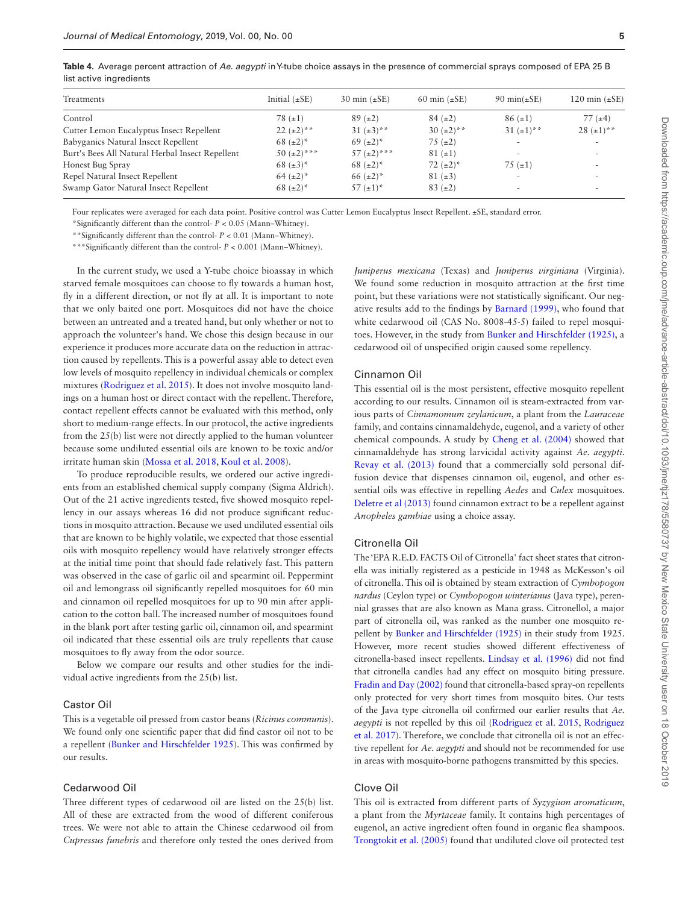**Table 4.** Average percent attraction of *Ae. aegypti* in Y-tube choice assays in the presence of commercial sprays composed of EPA 25 B list active ingredients

| Treatments | Initial (±SE) | 30 min (±SE) | 60 min (±SE) | 90 min(±SE) | 120 min (±SE) |
|---|---|---|---|---|---|
| Control | 78 (±1) | 89 (±2) | 84 (±2) | 86 (±1) | 77 (±4) |
| Cutter Lemon Eucalyptus Insect Repellent | 22 (±2)** | 31 (±3)** | 30 (±2)** | 31 (±1)** | 28 (±1)** |
| Babyganics Natural Insect Repellent | 68 (±2)* | 69 (±2)* | 75 (±2) | - | - |
| Burt's Bees All Natural Herbal Insect Repellent | 50 (±2)*** | 57 (±2)*** | 81 (±1) | - | - |
| Honest Bug Spray | 68 (±3)* | 68 (±2)* | 72 (±2)* | 75 (±1) | - |
| Repel Natural Insect Repellent | 64 (±2)* | 66 (±2)* | 81 (±3) | - | - |
| Swamp Gator Natural Insect Repellent | 68 (±2)* | 57 (±1)* | 83 (±2) | - | - |

Four replicates were averaged for each data point. Positive control was Cutter Lemon Eucalyptus Insect Repellent. ±SE, standard error.

*Significantly different than the control- $P < 0.05$ (Mann–Whitney).

**Significantly different than the control- $P < 0.01$ (Mann–Whitney).

***Significantly different than the control- $P < 0.001$ (Mann–Whitney).

In the current study, we used a Y-tube choice bioassay in which starved female mosquitoes can choose to fly towards a human host, fly in a different direction, or not fly at all. It is important to note that we only baited one port. Mosquitoes did not have the choice between an untreated and a treated hand, but only whether or not to approach the volunteer's hand. We chose this design because in our experience it produces more accurate data on the reduction in attraction caused by repellents. This is a powerful assay able to detect even low levels of mosquito repellency in individual chemicals or complex mixtures (Rodriguez et al. 2015). It does not involve mosquito landings on a human host or direct contact with the repellent. Therefore, contact repellent effects cannot be evaluated with this method, only short to medium-range effects. In our protocol, the active ingredients from the 25(b) list were not directly applied to the human volunteer because some undiluted essential oils are known to be toxic and/or irritate human skin (Mossa et al. 2018, Koul et al. 2008).

To produce reproducible results, we ordered our active ingredients from an established chemical supply company (Sigma Aldrich). Out of the 21 active ingredients tested, five showed mosquito repellency in our assays whereas 16 did not produce significant reductions in mosquito attraction. Because we used undiluted essential oils that are known to be highly volatile, we expected that those essential oils with mosquito repellency would have relatively stronger effects at the initial time point that should fade relatively fast. This pattern was observed in the case of garlic oil and spearmint oil. Peppermint oil and lemongrass oil significantly repelled mosquitoes for 60 min and cinnamon oil repelled mosquitoes for up to 90 min after application to the cotton ball. The increased number of mosquitoes found in the blank port after testing garlic oil, cinnamon oil, and spearmint oil indicated that these essential oils are truly repellents that cause mosquitoes to fly away from the odor source.

Below we compare our results and other studies for the individual active ingredients from the 25(b) list.

## Castor Oil

This is a vegetable oil pressed from castor beans (*Ricinus communis*). We found only one scientific paper that did find castor oil not to be a repellent (Bunker and Hirschfelder 1925). This was confirmed by our results.

## Cedarwood Oil

Three different types of cedarwood oil are listed on the 25(b) list. All of these are extracted from the wood of different coniferous trees. We were not able to attain the Chinese cedarwood oil from *Cupressus funebris* and therefore only tested the ones derived from *Juniperus mexicana* (Texas) and *Juniperus virginiana* (Virginia). We found some reduction in mosquito attraction at the first time point, but these variations were not statistically significant. Our negative results add to the findings by Barnard (1999), who found that white cedarwood oil (CAS No. 8008-45-5) failed to repel mosquitoes. However, in the study from Bunker and Hirschfelder (1925), a cedarwood oil of unspecified origin caused some repellency.

## Cinnamon Oil

This essential oil is the most persistent, effective mosquito repellent according to our results. Cinnamon oil is steam-extracted from various parts of *Cinnamomum zeylanicum*, a plant from the *Lauraceae* family, and contains cinnamaldehyde, eugenol, and a variety of other chemical compounds. A study by Cheng et al. (2004) showed that cinnamaldehyde has strong larvicidal activity against *Ae. aegypti*. Revay et al. (2013) found that a commercially sold personal diffusion device that dispenses cinnamon oil, eugenol, and other essential oils was effective in repelling *Aedes* and *Culex* mosquitoes. Deletre et al (2013) found cinnamon extract to be a repellent against *Anopheles gambiae* using a choice assay.

## Citronella Oil

The 'EPA R.E.D. FACTS Oil of Citronella' fact sheet states that citronella was initially registered as a pesticide in 1948 as McKesson's oil of citronella. This oil is obtained by steam extraction of *Cymbopogon nardus* (Ceylon type) or *Cymbopogon winterianus* (Java type), perennial grasses that are also known as Mana grass. Citronellol, a major part of citronella oil, was ranked as the number one mosquito repellent by Bunker and Hirschfelder (1925) in their study from 1925. However, more recent studies showed different effectiveness of citronella-based insect repellents. Lindsay et al. (1996) did not find that citronella candles had any effect on mosquito biting pressure. Fradin and Day (2002) found that citronella-based spray-on repellents only protected for very short times from mosquito bites. Our tests of the Java type citronella oil confirmed our earlier results that *Ae. aegypti* is not repelled by this oil (Rodriguez et al. 2015, Rodriguez et al. 2017). Therefore, we conclude that citronella oil is not an effective repellent for *Ae. aegypti* and should not be recommended for use in areas with mosquito-borne pathogens transmitted by this species.

## Clove Oil

This oil is extracted from different parts of *Syzygium aromaticum*, a plant from the *Myrtaceae* family. It contains high percentages of eugenol, an active ingredient often found in organic flea shampoos. Trongtokit et al. (2005) found that undiluted clove oil protected test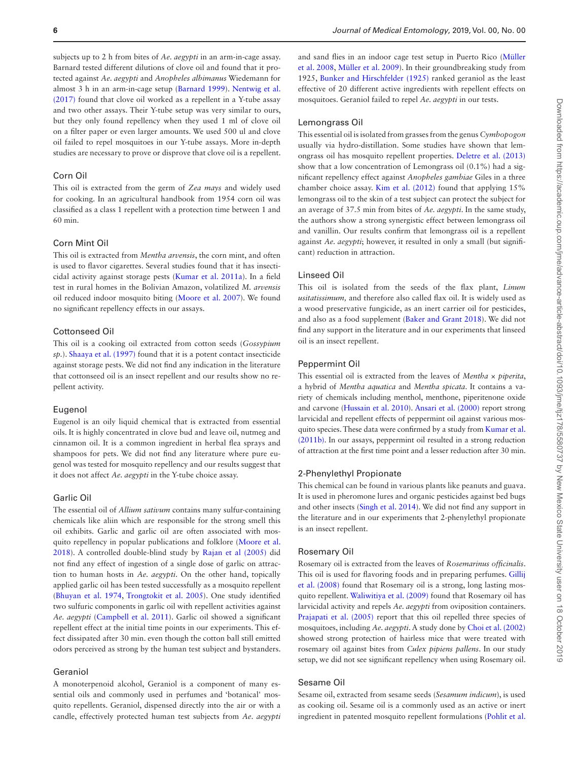subjects up to 2 h from bites of *Ae. aegypti* in an arm-in-cage assay. Barnard tested different dilutions of clove oil and found that it protected against *Ae. aegypti* and *Anopheles albimanus* Wiedemann for almost 3 h in an arm-in-cage setup (Barnard 1999). Nentwig et al. (2017) found that clove oil worked as a repellent in a Y-tube assay and two other assays. Their Y-tube setup was very similar to ours, but they only found repellency when they used 1 ml of clove oil on a filter paper or even larger amounts. We used 500 ul and clove oil failed to repel mosquitoes in our Y-tube assays. More in-depth studies are necessary to prove or disprove that clove oil is a repellent.

### Corn Oil

This oil is extracted from the germ of *Zea mays* and widely used for cooking. In an agricultural handbook from 1954 corn oil was classified as a class 1 repellent with a protection time between 1 and 60 min.

### Corn Mint Oil

This oil is extracted from *Mentha arvensis*, the corn mint, and often is used to flavor cigarettes. Several studies found that it has insecticidal activity against storage pests (Kumar et al. 2011a). In a field test in rural homes in the Bolivian Amazon, volatilized *M. arvensis* oil reduced indoor mosquito biting (Moore et al. 2007). We found no significant repellency effects in our assays.

### Cottonseed Oil

This oil is a cooking oil extracted from cotton seeds (*Gossypium sp.*). Shaaya et al. (1997) found that it is a potent contact insecticide against storage pests. We did not find any indication in the literature that cottonseed oil is an insect repellent and our results show no repellent activity.

### Eugenol

Eugenol is an oily liquid chemical that is extracted from essential oils. It is highly concentrated in clove bud and leave oil, nutmeg and cinnamon oil. It is a common ingredient in herbal flea sprays and shampoos for pets. We did not find any literature where pure eugenol was tested for mosquito repellency and our results suggest that it does not affect *Ae. aegypti* in the Y-tube choice assay.

### Garlic Oil

The essential oil of *Allium sativum* contains many sulfur-containing chemicals like aliin which are responsible for the strong smell this oil exhibits. Garlic and garlic oil are often associated with mosquito repellency in popular publications and folklore (Moore et al. 2018). A controlled double-blind study by Rajan et al (2005) did not find any effect of ingestion of a single dose of garlic on attraction to human hosts in *Ae. aegypti*. On the other hand, topically applied garlic oil has been tested successfully as a mosquito repellent (Bhuyan et al. 1974, Trongtokit et al. 2005). One study identified two sulfuric components in garlic oil with repellent activities against *Ae. aegypti* (Campbell et al. 2011). Garlic oil showed a significant repellent effect at the initial time points in our experiments. This effect dissipated after 30 min. even though the cotton ball still emitted odors perceived as strong by the human test subject and bystanders.

### Geraniol

A monoterpenoid alcohol, Geraniol is a component of many essential oils and commonly used in perfumes and 'botanical' mosquito repellents. Geraniol, dispensed directly into the air or with a candle, effectively protected human test subjects from *Ae. aegypti* and sand flies in an indoor cage test setup in Puerto Rico (Müller et al. 2008, Müller et al. 2009). In their groundbreaking study from 1925, Bunker and Hirschfelder (1925) ranked geraniol as the least effective of 20 different active ingredients with repellent effects on mosquitoes. Geraniol failed to repel *Ae. aegypti* in our tests.

### Lemongrass Oil

This essential oil is isolated from grasses from the genus *Cymbopogon* usually via hydro-distillation. Some studies have shown that lemongrass oil has mosquito repellent properties. Deletre et al. (2013) show that a low concentration of Lemongrass oil (0.1%) had a significant repellency effect against *Anopheles gambiae* Giles in a three chamber choice assay. Kim et al. (2012) found that applying 15% lemongrass oil to the skin of a test subject can protect the subject for an average of 37.5 min from bites of *Ae. aegypti*. In the same study, the authors show a strong synergistic effect between lemongrass oil and vanillin. Our results confirm that lemongrass oil is a repellent against *Ae. aegypti*; however, it resulted in only a small (but significant) reduction in attraction.

### Linseed Oil

This oil is isolated from the seeds of the flax plant, *Linum usitatissimum,* and therefore also called flax oil. It is widely used as a wood preservative fungicide, as an inert carrier oil for pesticides, and also as a food supplement (Baker and Grant 2018). We did not find any support in the literature and in our experiments that linseed oil is an insect repellent.

### Peppermint Oil

This essential oil is extracted from the leaves of *Mentha × piperita*, a hybrid of *Mentha aquatica* and *Mentha spicata*. It contains a variety of chemicals including menthol, menthone, piperitenone oxide and carvone (Hussain et al. 2010). Ansari et al. (2000) report strong larvicidal and repellent effects of peppermint oil against various mosquito species. These data were confirmed by a study from Kumar et al. (2011b). In our assays, peppermint oil resulted in a strong reduction of attraction at the first time point and a lesser reduction after 30 min.

### 2-Phenylethyl Propionate

This chemical can be found in various plants like peanuts and guava. It is used in pheromone lures and organic pesticides against bed bugs and other insects (Singh et al. 2014). We did not find any support in the literature and in our experiments that 2-phenylethyl propionate is an insect repellent.

### Rosemary Oil

Rosemary oil is extracted from the leaves of *Rosemarinus officinalis*. This oil is used for flavoring foods and in preparing perfumes. Gillij et al. (2008) found that Rosemary oil is a strong, long lasting mosquito repellent. Waliwitiya et al. (2009) found that Rosemary oil has larvicidal activity and repels *Ae. aegypti* from oviposition containers. Prajapati et al. (2005) report that this oil repelled three species of mosquitoes, including *Ae. aegypti*. A study done by Choi et al. (2002) showed strong protection of hairless mice that were treated with rosemary oil against bites from *Culex pipiens pallens*. In our study setup, we did not see significant repellency when using Rosemary oil.

### Sesame Oil

Sesame oil, extracted from sesame seeds (*Sesamum indicum*), is used as cooking oil. Sesame oil is a commonly used as an active or inert ingredient in patented mosquito repellent formulations (Pohlit et al.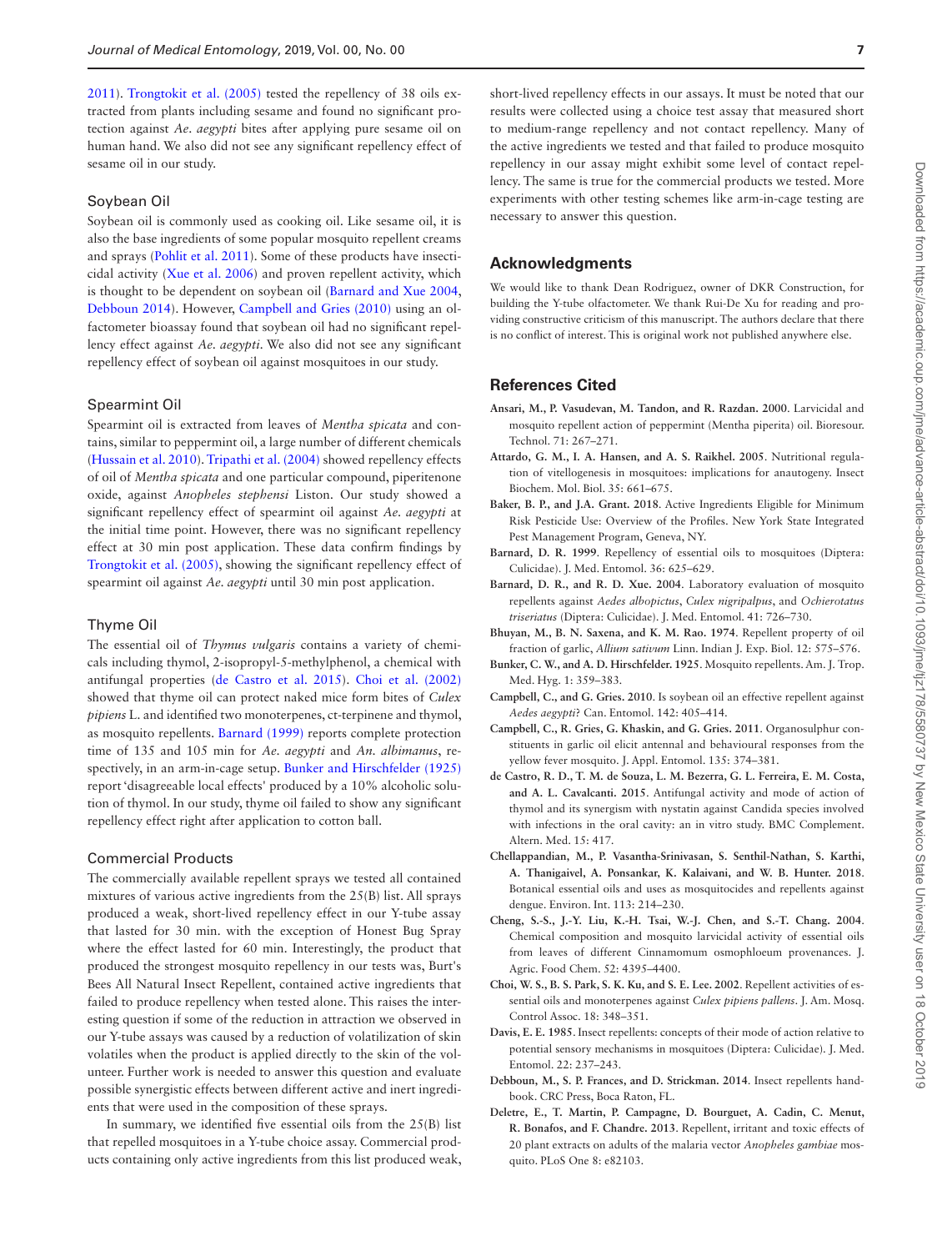2011). Trongtokit et al. (2005) tested the repellency of 38 oils extracted from plants including sesame and found no significant protection against *Ae. aegypti* bites after applying pure sesame oil on human hand. We also did not see any significant repellency effect of sesame oil in our study.

### Soybean Oil

Soybean oil is commonly used as cooking oil. Like sesame oil, it is also the base ingredients of some popular mosquito repellent creams and sprays (Pohlit et al. 2011). Some of these products have insecticidal activity (Xue et al. 2006) and proven repellent activity, which is thought to be dependent on soybean oil (Barnard and Xue 2004, Debboun 2014). However, Campbell and Gries (2010) using an olfactometer bioassay found that soybean oil had no significant repellency effect against *Ae. aegypti*. We also did not see any significant repellency effect of soybean oil against mosquitoes in our study.

### Spearmint Oil

Spearmint oil is extracted from leaves of *Mentha spicata* and contains, similar to peppermint oil, a large number of different chemicals (Hussain et al. 2010). Tripathi et al. (2004) showed repellency effects of oil of *Mentha spicata* and one particular compound, piperitenone oxide, against *Anopheles stephensi* Liston. Our study showed a significant repellency effect of spearmint oil against *Ae. aegypti* at the initial time point. However, there was no significant repellency effect at 30 min post application. These data confirm findings by Trongtokit et al. (2005), showing the significant repellency effect of spearmint oil against *Ae. aegypti* until 30 min post application.

### Thyme Oil

The essential oil of *Thymus vulgaris* contains a variety of chemicals including thymol, 2-isopropyl-5-methylphenol, a chemical with antifungal properties (de Castro et al. 2015). Choi et al. (2002) showed that thyme oil can protect naked mice form bites of *Culex pipiens* L. and identified two monoterpenes, ct-terpinene and thymol, as mosquito repellents. Barnard (1999) reports complete protection time of 135 and 105 min for *Ae. aegypti* and *An. albimanus*, respectively, in an arm-in-cage setup. Bunker and Hirschfelder (1925) report 'disagreeable local effects' produced by a 10% alcoholic solution of thymol. In our study, thyme oil failed to show any significant repellency effect right after application to cotton ball.

### Commercial Products

The commercially available repellent sprays we tested all contained mixtures of various active ingredients from the 25(B) list. All sprays produced a weak, short-lived repellency effect in our Y-tube assay that lasted for 30 min. with the exception of Honest Bug Spray where the effect lasted for 60 min. Interestingly, the product that produced the strongest mosquito repellency in our tests was, Burt's Bees All Natural Insect Repellent, contained active ingredients that failed to produce repellency when tested alone. This raises the interesting question if some of the reduction in attraction we observed in our Y-tube assays was caused by a reduction of volatilization of skin volatiles when the product is applied directly to the skin of the volunteer. Further work is needed to answer this question and evaluate possible synergistic effects between different active and inert ingredients that were used in the composition of these sprays.

In summary, we identified five essential oils from the 25(B) list that repelled mosquitoes in a Y-tube choice assay. Commercial products containing only active ingredients from this list produced weak, short-lived repellency effects in our assays. It must be noted that our results were collected using a choice test assay that measured short to medium-range repellency and not contact repellency. Many of the active ingredients we tested and that failed to produce mosquito repellency in our assay might exhibit some level of contact repellency. The same is true for the commercial products we tested. More experiments with other testing schemes like arm-in-cage testing are necessary to answer this question.

## Acknowledgments

We would like to thank Dean Rodriguez, owner of DKR Construction, for building the Y-tube olfactometer. We thank Rui-De Xu for reading and providing constructive criticism of this manuscript. The authors declare that there is no conflict of interest. This is original work not published anywhere else.

## References Cited

**Ansari, M., P. Vasudevan, M. Tandon, and R. Razdan. 2000**. Larvicidal and mosquito repellent action of peppermint (Mentha piperita) oil. Bioresour. Technol. 71: 267–271.

**Attardo, G. M., I. A. Hansen, and A. S. Raikhel. 2005**. Nutritional regulation of vitellogenesis in mosquitoes: implications for anautogeny. Insect Biochem. Mol. Biol. 35: 661–675.

**Baker, B. P., and J.A. Grant. 2018**. Active Ingredients Eligible for Minimum Risk Pesticide Use: Overview of the Profiles. New York State Integrated Pest Management Program, Geneva, NY.

**Barnard, D. R. 1999**. Repellency of essential oils to mosquitoes (Diptera: Culicidae). J. Med. Entomol. 36: 625–629.

**Barnard, D. R., and R. D. Xue. 2004**. Laboratory evaluation of mosquito repellents against *Aedes albopictus*, *Culex nigripalpus*, and *Ochierotatus triseriatus* (Diptera: Culicidae). J. Med. Entomol. 41: 726–730.

**Bhuyan, M., B. N. Saxena, and K. M. Rao. 1974**. Repellent property of oil fraction of garlic, *Allium sativum* Linn. Indian J. Exp. Biol. 12: 575–576.

**Bunker, C. W., and A. D. Hirschfelder. 1925**. Mosquito repellents. Am. J. Trop. Med. Hyg. 1: 359–383.

**Campbell, C., and G. Gries. 2010**. Is soybean oil an effective repellent against *Aedes aegypti*? Can. Entomol. 142: 405–414.

**Campbell, C., R. Gries, G. Khaskin, and G. Gries. 2011**. Organosulphur constituents in garlic oil elicit antennal and behavioural responses from the yellow fever mosquito. J. Appl. Entomol. 135: 374–381.

**de Castro, R. D., T. M. de Souza, L. M. Bezerra, G. L. Ferreira, E. M. Costa, and A. L. Cavalcanti. 2015**. Antifungal activity and mode of action of thymol and its synergism with nystatin against Candida species involved with infections in the oral cavity: an in vitro study. BMC Complement. Altern. Med. 15: 417.

**Chellappandian, M., P. Vasantha-Srinivasan, S. Senthil-Nathan, S. Karthi, A. Thanigaivel, A. Ponsankar, K. Kalaivani, and W. B. Hunter. 2018**. Botanical essential oils and uses as mosquitocides and repellents against dengue. Environ. Int. 113: 214–230.

**Cheng, S.-S., J.-Y. Liu, K.-H. Tsai, W.-J. Chen, and S.-T. Chang. 2004**. Chemical composition and mosquito larvicidal activity of essential oils from leaves of different Cinnamomum osmophloeum provenances. J. Agric. Food Chem. 52: 4395–4400.

**Choi, W. S., B. S. Park, S. K. Ku, and S. E. Lee. 2002**. Repellent activities of essential oils and monoterpenes against *Culex pipiens pallens*. J. Am. Mosq. Control Assoc. 18: 348–351.

**Davis, E. E. 1985**. Insect repellents: concepts of their mode of action relative to potential sensory mechanisms in mosquitoes (Diptera: Culicidae). J. Med. Entomol. 22: 237–243.

**Debboun, M., S. P. Frances, and D. Strickman. 2014**. Insect repellents handbook. CRC Press, Boca Raton, FL.

**Deletre, E., T. Martin, P. Campagne, D. Bourguet, A. Cadin, C. Menut, R. Bonafos, and F. Chandre. 2013**. Repellent, irritant and toxic effects of 20 plant extracts on adults of the malaria vector *Anopheles gambiae* mosquito. PLoS One 8: e82103.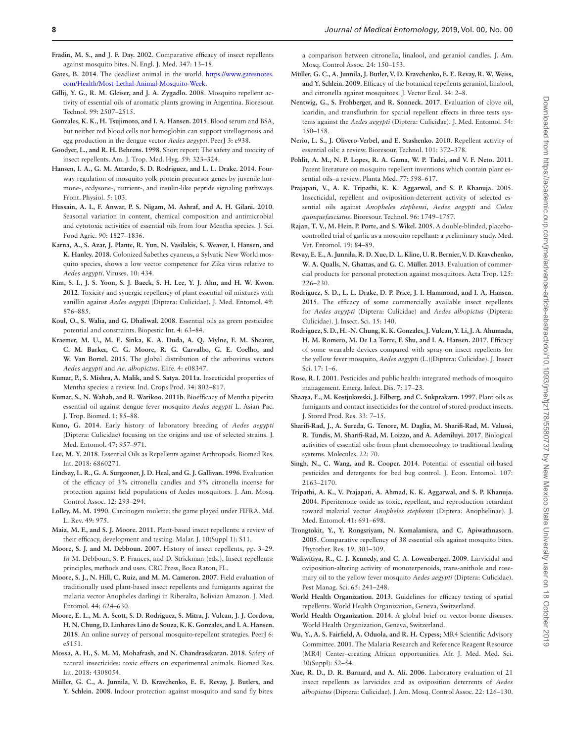**Fradin, M. S., and J. F. Day. 2002**. Comparative efficacy of insect repellents against mosquito bites. N. Engl. J. Med. 347: 13–18.

**Gates, B. 2014**. The deadliest animal in the world. https://www.gatesnotes.com/Health/Most-Lethal-Animal-Mosquito-Week.

**Gillij, Y. G., R. M. Gleiser, and J. A. Zygadlo. 2008**. Mosquito repellent activity of essential oils of aromatic plants growing in Argentina. Bioresour. Technol. 99: 2507–2515.

**Gonzales, K. K., H. Tsujimoto, and I. A. Hansen. 2015**. Blood serum and BSA, but neither red blood cells nor hemoglobin can support vitellogenesis and egg production in the dengue vector *Aedes aegypti*. PeerJ 3: e938.

**Goodyer, L., and R. H. Behrens. 1998**. Short report: The safety and toxicity of insect repellents. Am. J. Trop. Med. Hyg. 59: 323–324.

**Hansen, I. A., G. M. Attardo, S. D. Rodriguez, and L. L. Drake. 2014**. Four-way regulation of mosquito yolk protein precursor genes by juvenile hormone-, ecdysone-, nutrient-, and insulin-like peptide signaling pathways. Front. Physiol. 5: 103.

**Hussain, A. I., F. Anwar, P. S. Nigam, M. Ashraf, and A. H. Gilani. 2010**. Seasonal variation in content, chemical composition and antimicrobial and cytotoxic activities of essential oils from four Mentha species. J. Sci. Food Agric. 90: 1827–1836.

**Karna, A., S. Azar, J. Plante, R. Yun, N. Vasilakis, S. Weaver, I. Hansen, and K. Hanley. 2018**. Colonized Sabethes cyaneus, a Sylvatic New World mosquito species, shows a low vector competence for Zika virus relative to *Aedes aegypti*. Viruses. 10: 434.

**Kim, S. I., J. S. Yoon, S. J. Baeck, S. H. Lee, Y. J. Ahn, and H. W. Kwon. 2012**. Toxicity and synergic repellency of plant essential oil mixtures with vanillin against *Aedes aegypti* (Diptera: Culicidae). J. Med. Entomol. 49: 876–885.

**Koul, O., S. Walia, and G. Dhaliwal. 2008**. Essential oils as green pesticides: potential and constraints. Biopestic Int. 4: 63–84.

**Kraemer, M. U., M. E. Sinka, K. A. Duda, A. Q. Mylne, F. M. Shearer, C. M. Barker, C. G. Moore, R. G. Carvalho, G. E. Coelho, and W. Van Bortel. 2015**. The global distribution of the arbovirus vectors *Aedes aegypti* and *Ae. albopictus*. Elife. 4: e08347.

**Kumar, P., S. Mishra, A. Malik, and S. Satya. 2011a**. Insecticidal properties of Mentha species: a review. Ind. Crops Prod. 34: 802–817.

**Kumar, S., N. Wahab, and R. Warikoo. 2011b**. Bioefficacy of Mentha piperita essential oil against dengue fever mosquito *Aedes aegypti* L. Asian Pac. J. Trop. Biomed. 1: 85–88.

**Kuno, G. 2014**. Early history of laboratory breeding of *Aedes aegypti* (Diptera: Culicidae) focusing on the origins and use of selected strains. J. Med. Entomol. 47: 957–971.

**Lee, M. Y. 2018**. Essential Oils as Repellents against Arthropods. Biomed Res. Int. 2018: 6860271.

**Lindsay, L. R., G. A. Surgeoner, J. D. Heal, and G. J. Gallivan. 1996**. Evaluation of the efficacy of 3% citronella candles and 5% citronella incense for protection against field populations of Aedes mosquitoes. J. Am. Mosq. Control Assoc. 12: 293–294.

**Lolley, M. M. 1990**. Carcinogen roulette: the game played under FIFRA. Md. L. Rev. 49: 975.

**Maia, M. F., and S. J. Moore. 2011**. Plant-based insect repellents: a review of their efficacy, development and testing. Malar. J. 10(Suppl 1): S11.

**Moore, S. J. and M. Debboun. 2007**. History of insect repellents, pp. 3–29. *In* M. Debboun, S. P. Frances, and D. Strickman (eds.), Insect repellents: principles, methods and uses. CRC Press, Boca Raton, FL.

**Moore, S. J., N. Hill, C. Ruiz, and M. M. Cameron. 2007**. Field evaluation of traditionally used plant-based insect repellents and fumigants against the malaria vector Anopheles darlingi in Riberalta, Bolivian Amazon. J. Med. Entomol. 44: 624–630.

**Moore, E. L., M. A. Scott, S. D. Rodriguez, S. Mitra, J. Vulcan, J. J. Cordova, H. N. Chung, D. Linhares Lino de Souza, K. K. Gonzales, and I. A. Hansen. 2018**. An online survey of personal mosquito-repellent strategies. PeerJ 6: e5151.

**Mossa, A. H., S. M. M. Mohafrash, and N. Chandrasekaran. 2018**. Safety of natural insecticides: toxic effects on experimental animals. Biomed Res. Int. 2018: 4308054.

**Müller, G. C., A. Junnila, V. D. Kravchenko, E. E. Revay, J. Butlers, and Y. Schlein. 2008**. Indoor protection against mosquito and sand fly bites: a comparison between citronella, linalool, and geraniol candles. J. Am. Mosq. Control Assoc. 24: 150–153.

**Müller, G. C., A. Junnila, J. Butler, V. D. Kravchenko, E. E. Revay, R. W. Weiss, and Y. Schlein. 2009**. Efficacy of the botanical repellents geraniol, linalool, and citronella against mosquitoes. J. Vector Ecol. 34: 2–8.

**Nentwig, G., S. Frohberger, and R. Sonneck. 2017**. Evaluation of clove oil, icaridin, and transfluthrin for spatial repellent effects in three tests systems against the *Aedes aegypti* (Diptera: Culicidae). J. Med. Entomol. 54: 150–158.

**Nerio, L. S., J. Olivero-Verbel, and E. Stashenko. 2010**. Repellent activity of essential oils: a review. Bioresour. Technol. 101: 372–378.

**Pohlit, A. M., N. P. Lopes, R. A. Gama, W. P. Tadei, and V. F. Neto. 2011**. Patent literature on mosquito repellent inventions which contain plant essential oils–a review. Planta Med. 77: 598–617.

**Prajapati, V., A. K. Tripathi, K. K. Aggarwal, and S. P. Khanuja. 2005**. Insecticidal, repellent and oviposition-deterrent activity of selected essential oils against *Anopheles stephensi*, *Aedes aegypti* and *Culex quinquefasciatus*. Bioresour. Technol. 96: 1749–1757.

**Rajan, T. V., M. Hein, P. Porte, and S. Wikel. 2005**. A double-blinded, placebo-controlled trial of garlic as a mosquito repellant: a preliminary study. Med. Vet. Entomol. 19: 84–89.

**Revay, E. E., A. Junnila, R. D. Xue, D. L. Kline, U. R. Bernier, V. D. Kravchenko, W. A. Qualls, N. Ghattas, and G. C. Müller. 2013**. Evaluation of commercial products for personal protection against mosquitoes. Acta Trop. 125: 226–230.

**Rodriguez, S. D., L. L. Drake, D. P. Price, J. I. Hammond, and I. A. Hansen. 2015**. The efficacy of some commercially available insect repellents for *Aedes aegypti* (Diptera: Culicidae) and *Aedes albopictus* (Diptera: Culicidae). J. Insect. Sci. 15: 140.

**Rodriguez, S. D., H. -N. Chung, K. K. Gonzales, J. Vulcan, Y. Li, J. A. Ahumada, H. M. Romero, M. De La Torre, F. Shu, and I. A. Hansen. 2017**. Efficacy of some wearable devices compared with spray-on insect repellents for the yellow fever mosquito, *Aedes aegypti* (L.)(Diptera: Culicidae). J. Insect Sci. 17: 1–6.

**Rose, R. I. 2001**. Pesticides and public health: integrated methods of mosquito management. Emerg. Infect. Dis. 7: 17–23.

**Shaaya, E., M. Kostjukovski, J. Eilberg, and C. Sukprakarn. 1997**. Plant oils as fumigants and contact insecticides for the control of stored-product insects. J. Stored Prod. Res. 33: 7–15.

**Sharifi-Rad, J., A. Sureda, G. Tenore, M. Daglia, M. Sharifi-Rad, M. Valussi, R. Tundis, M. Sharifi-Rad, M. Loizzo, and A. Ademiluyi. 2017**. Biological activities of essential oils: from plant chemoecology to traditional healing systems. Molecules. 22: 70.

**Singh, N., C. Wang, and R. Cooper. 2014**. Potential of essential oil-based pesticides and detergents for bed bug control. J. Econ. Entomol. 107: 2163–2170.

**Tripathi, A. K., V. Prajapati, A. Ahmad, K. K. Aggarwal, and S. P. Khanuja. 2004**. Piperitenone oxide as toxic, repellent, and reproduction retardant toward malarial vector *Anopheles stephensi* (Diptera: Anophelinae). J. Med. Entomol. 41: 691–698.

**Trongtokit, Y., Y. Rongsriyam, N. Komalamisra, and C. Apiwathnasorn. 2005**. Comparative repellency of 38 essential oils against mosquito bites. Phytother. Res. 19: 303–309.

**Waliwitiya, R., C. J. Kennedy, and C. A. Lowenberger. 2009**. Larvicidal and oviposition-altering activity of monoterpenoids, trans-anithole and rosemary oil to the yellow fever mosquito *Aedes aegypti* (Diptera: Culicidae). Pest Manag. Sci. 65: 241–248.

**World Health Organization. 2013**. Guidelines for efficacy testing of spatial repellents. World Health Organization, Geneva, Switzerland.

**World Health Organization. 2014**. A global brief on vector-borne diseases. World Health Organization, Geneva, Switzerland.

**Wu, Y., A. S. Fairfield, A. Oduola, and R. H. Cypess**; MR4 Scientific Advisory Committee. **2001**. The Malaria Research and Reference Reagent Resource (MR4) Center–creating African opportunities. Afr. J. Med. Med. Sci. 30(Suppl): 52–54.

**Xue, R. D., D. R. Barnard, and A. Ali. 2006**. Laboratory evaluation of 21 insect repellents as larvicides and as oviposition deterrents of *Aedes albopictus* (Diptera: Culicidae). J. Am. Mosq. Control Assoc. 22: 126–130.